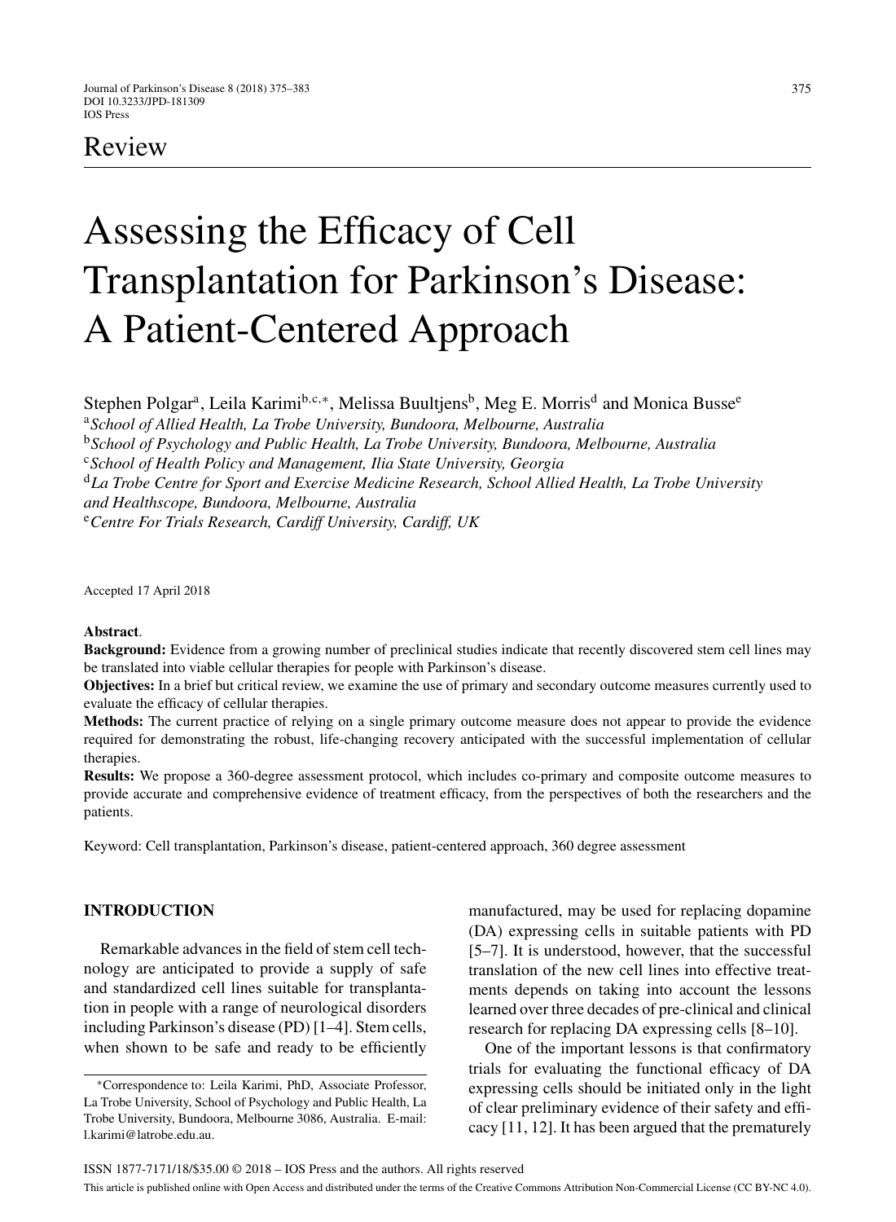Review

# Assessing the Efficacy of Cell Transplantation for Parkinson's Disease: A Patient-Centered Approach

Stephen Polgar[a], Leila Karimi[b,c,*], Melissa Buultjens[b], Meg E. Morris[d] and Monica Busse[e]

[a]*School of Allied Health, La Trobe University, Bundoora, Melbourne, Australia*
[b]*School of Psychology and Public Health, La Trobe University, Bundoora, Melbourne, Australia*
[c]*School of Health Policy and Management, Ilia State University, Georgia*
[d]*La Trobe Centre for Sport and Exercise Medicine Research, School Allied Health, La Trobe University and Healthscope, Bundoora, Melbourne, Australia*
[e]*Centre For Trials Research, Cardiff University, Cardiff, UK*

Accepted 17 April 2018

**Abstract**.

**Background:** Evidence from a growing number of preclinical studies indicate that recently discovered stem cell lines may be translated into viable cellular therapies for people with Parkinson's disease.

**Objectives:** In a brief but critical review, we examine the use of primary and secondary outcome measures currently used to evaluate the efficacy of cellular therapies.

**Methods:** The current practice of relying on a single primary outcome measure does not appear to provide the evidence required for demonstrating the robust, life-changing recovery anticipated with the successful implementation of cellular therapies.

**Results:** We propose a 360-degree assessment protocol, which includes co-primary and composite outcome measures to provide accurate and comprehensive evidence of treatment efficacy, from the perspectives of both the researchers and the patients.

Keyword: Cell transplantation, Parkinson's disease, patient-centered approach, 360 degree assessment

## INTRODUCTION

Remarkable advances in the field of stem cell technology are anticipated to provide a supply of safe and standardized cell lines suitable for transplantation in people with a range of neurological disorders including Parkinson's disease (PD) [1–4]. Stem cells, when shown to be safe and ready to be efficiently manufactured, may be used for replacing dopamine (DA) expressing cells in suitable patients with PD [5–7]. It is understood, however, that the successful translation of the new cell lines into effective treatments depends on taking into account the lessons learned over three decades of pre-clinical and clinical research for replacing DA expressing cells [8–10].

One of the important lessons is that confirmatory trials for evaluating the functional efficacy of DA expressing cells should be initiated only in the light of clear preliminary evidence of their safety and efficacy [11, 12]. It has been argued that the prematurely

*Correspondence to: Leila Karimi, PhD, Associate Professor, La Trobe University, School of Psychology and Public Health, La Trobe University, Bundoora, Melbourne 3086, Australia. E-mail: l.karimi@latrobe.edu.au.

ISSN 1877-7171/18/$35.00 © 2018 – IOS Press and the authors. All rights reserved

This article is published online with Open Access and distributed under the terms of the Creative Commons Attribution Non-Commercial License (CC BY-NC 4.0).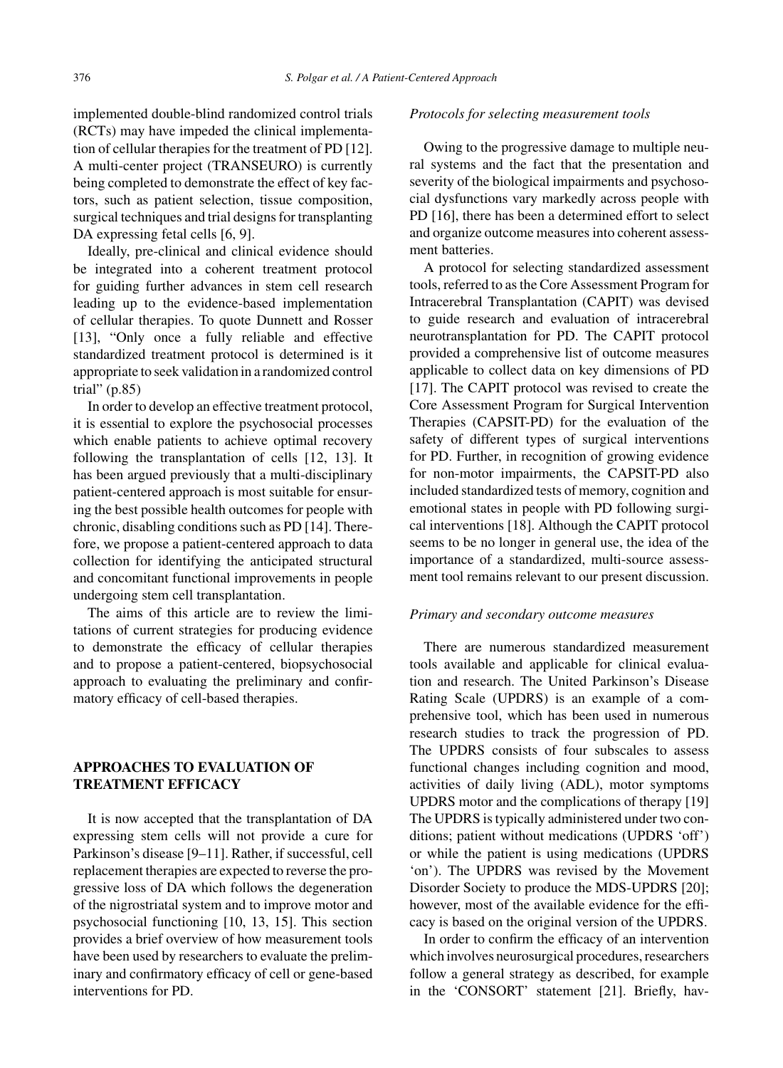implemented double-blind randomized control trials (RCTs) may have impeded the clinical implementation of cellular therapies for the treatment of PD [12]. A multi-center project (TRANSEURO) is currently being completed to demonstrate the effect of key factors, such as patient selection, tissue composition, surgical techniques and trial designs for transplanting DA expressing fetal cells [6, 9].

Ideally, pre-clinical and clinical evidence should be integrated into a coherent treatment protocol for guiding further advances in stem cell research leading up to the evidence-based implementation of cellular therapies. To quote Dunnett and Rosser [13], "Only once a fully reliable and effective standardized treatment protocol is determined is it appropriate to seek validation in a randomized control trial" (p.85)

In order to develop an effective treatment protocol, it is essential to explore the psychosocial processes which enable patients to achieve optimal recovery following the transplantation of cells [12, 13]. It has been argued previously that a multi-disciplinary patient-centered approach is most suitable for ensuring the best possible health outcomes for people with chronic, disabling conditions such as PD [14]. Therefore, we propose a patient-centered approach to data collection for identifying the anticipated structural and concomitant functional improvements in people undergoing stem cell transplantation.

The aims of this article are to review the limitations of current strategies for producing evidence to demonstrate the efficacy of cellular therapies and to propose a patient-centered, biopsychosocial approach to evaluating the preliminary and confirmatory efficacy of cell-based therapies.

## APPROACHES TO EVALUATION OF TREATMENT EFFICACY

It is now accepted that the transplantation of DA expressing stem cells will not provide a cure for Parkinson's disease [9–11]. Rather, if successful, cell replacement therapies are expected to reverse the progressive loss of DA which follows the degeneration of the nigrostriatal system and to improve motor and psychosocial functioning [10, 13, 15]. This section provides a brief overview of how measurement tools have been used by researchers to evaluate the preliminary and confirmatory efficacy of cell or gene-based interventions for PD.

### *Protocols for selecting measurement tools*

Owing to the progressive damage to multiple neural systems and the fact that the presentation and severity of the biological impairments and psychosocial dysfunctions vary markedly across people with PD [16], there has been a determined effort to select and organize outcome measures into coherent assessment batteries.

A protocol for selecting standardized assessment tools, referred to as the Core Assessment Program for Intracerebral Transplantation (CAPIT) was devised to guide research and evaluation of intracerebral neurotransplantation for PD. The CAPIT protocol provided a comprehensive list of outcome measures applicable to collect data on key dimensions of PD [17]. The CAPIT protocol was revised to create the Core Assessment Program for Surgical Intervention Therapies (CAPSIT-PD) for the evaluation of the safety of different types of surgical interventions for PD. Further, in recognition of growing evidence for non-motor impairments, the CAPSIT-PD also included standardized tests of memory, cognition and emotional states in people with PD following surgical interventions [18]. Although the CAPIT protocol seems to be no longer in general use, the idea of the importance of a standardized, multi-source assessment tool remains relevant to our present discussion.

### *Primary and secondary outcome measures*

There are numerous standardized measurement tools available and applicable for clinical evaluation and research. The United Parkinson's Disease Rating Scale (UPDRS) is an example of a comprehensive tool, which has been used in numerous research studies to track the progression of PD. The UPDRS consists of four subscales to assess functional changes including cognition and mood, activities of daily living (ADL), motor symptoms UPDRS motor and the complications of therapy [19] The UPDRS is typically administered under two conditions; patient without medications (UPDRS 'off') or while the patient is using medications (UPDRS 'on'). The UPDRS was revised by the Movement Disorder Society to produce the MDS-UPDRS [20]; however, most of the available evidence for the efficacy is based on the original version of the UPDRS.

In order to confirm the efficacy of an intervention which involves neurosurgical procedures, researchers follow a general strategy as described, for example in the 'CONSORT' statement [21]. Briefly, hav-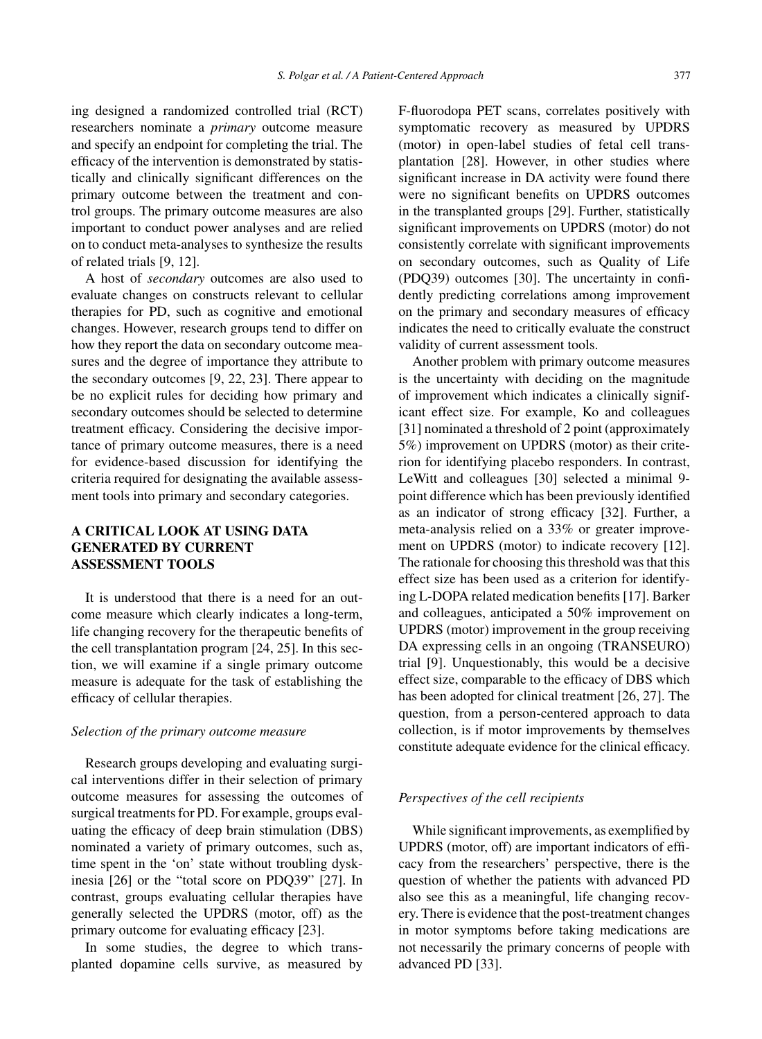ing designed a randomized controlled trial (RCT) researchers nominate a *primary* outcome measure and specify an endpoint for completing the trial. The efficacy of the intervention is demonstrated by statistically and clinically significant differences on the primary outcome between the treatment and control groups. The primary outcome measures are also important to conduct power analyses and are relied on to conduct meta-analyses to synthesize the results of related trials [9, 12].

A host of *secondary* outcomes are also used to evaluate changes on constructs relevant to cellular therapies for PD, such as cognitive and emotional changes. However, research groups tend to differ on how they report the data on secondary outcome measures and the degree of importance they attribute to the secondary outcomes [9, 22, 23]. There appear to be no explicit rules for deciding how primary and secondary outcomes should be selected to determine treatment efficacy. Considering the decisive importance of primary outcome measures, there is a need for evidence-based discussion for identifying the criteria required for designating the available assessment tools into primary and secondary categories.

## A CRITICAL LOOK AT USING DATA GENERATED BY CURRENT ASSESSMENT TOOLS

It is understood that there is a need for an outcome measure which clearly indicates a long-term, life changing recovery for the therapeutic benefits of the cell transplantation program [24, 25]. In this section, we will examine if a single primary outcome measure is adequate for the task of establishing the efficacy of cellular therapies.

### *Selection of the primary outcome measure*

Research groups developing and evaluating surgical interventions differ in their selection of primary outcome measures for assessing the outcomes of surgical treatments for PD. For example, groups evaluating the efficacy of deep brain stimulation (DBS) nominated a variety of primary outcomes, such as, time spent in the 'on' state without troubling dyskinesia [26] or the "total score on PDQ39" [27]. In contrast, groups evaluating cellular therapies have generally selected the UPDRS (motor, off) as the primary outcome for evaluating efficacy [23].

In some studies, the degree to which transplanted dopamine cells survive, as measured by F-fluorodopa PET scans, correlates positively with symptomatic recovery as measured by UPDRS (motor) in open-label studies of fetal cell transplantation [28]. However, in other studies where significant increase in DA activity were found there were no significant benefits on UPDRS outcomes in the transplanted groups [29]. Further, statistically significant improvements on UPDRS (motor) do not consistently correlate with significant improvements on secondary outcomes, such as Quality of Life (PDQ39) outcomes [30]. The uncertainty in confidently predicting correlations among improvement on the primary and secondary measures of efficacy indicates the need to critically evaluate the construct validity of current assessment tools.

Another problem with primary outcome measures is the uncertainty with deciding on the magnitude of improvement which indicates a clinically significant effect size. For example, Ko and colleagues [31] nominated a threshold of 2 point (approximately 5%) improvement on UPDRS (motor) as their criterion for identifying placebo responders. In contrast, LeWitt and colleagues [30] selected a minimal 9-point difference which has been previously identified as an indicator of strong efficacy [32]. Further, a meta-analysis relied on a 33% or greater improvement on UPDRS (motor) to indicate recovery [12]. The rationale for choosing this threshold was that this effect size has been used as a criterion for identifying L-DOPA related medication benefits [17]. Barker and colleagues, anticipated a 50% improvement on UPDRS (motor) improvement in the group receiving DA expressing cells in an ongoing (TRANSEURO) trial [9]. Unquestionably, this would be a decisive effect size, comparable to the efficacy of DBS which has been adopted for clinical treatment [26, 27]. The question, from a person-centered approach to data collection, is if motor improvements by themselves constitute adequate evidence for the clinical efficacy.

### *Perspectives of the cell recipients*

While significant improvements, as exemplified by UPDRS (motor, off) are important indicators of efficacy from the researchers' perspective, there is the question of whether the patients with advanced PD also see this as a meaningful, life changing recovery. There is evidence that the post-treatment changes in motor symptoms before taking medications are not necessarily the primary concerns of people with advanced PD [33].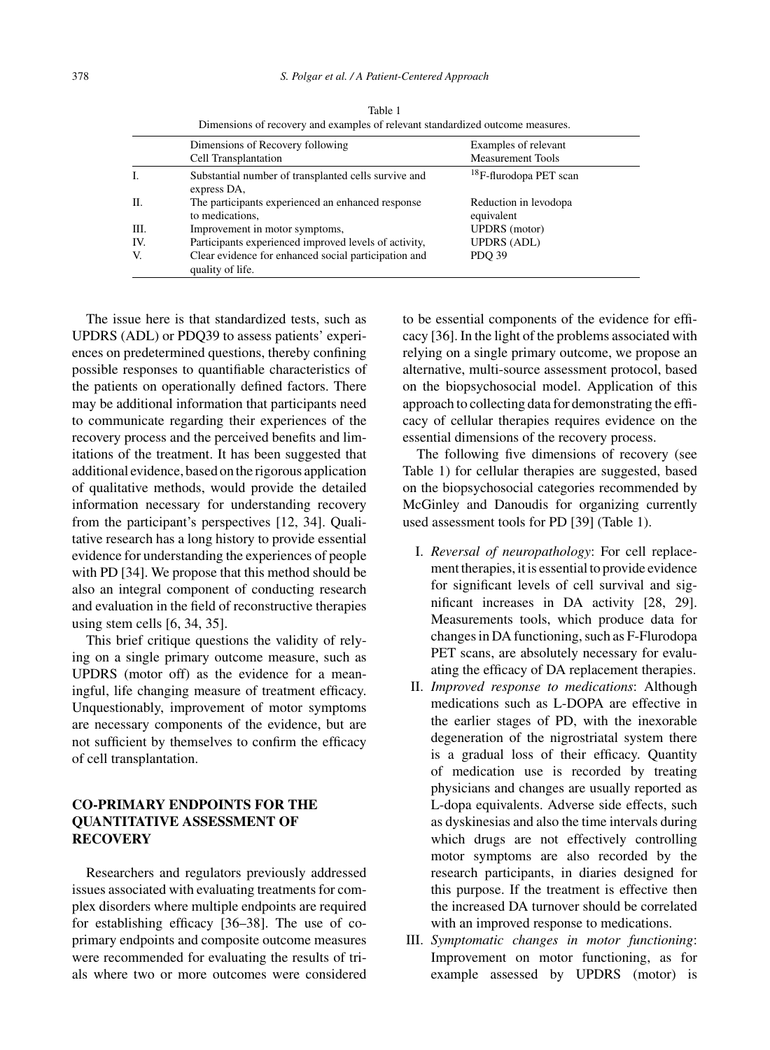Table 1

Dimensions of recovery and examples of relevant standardized outcome measures.

| | Dimensions of Recovery following Cell Transplantation | Examples of relevant Measurement Tools |
|---|---|---|
| I. | Substantial number of transplanted cells survive and express DA, | $^{18}$F-flurodopa PET scan |
| II. | The participants experienced an enhanced response to medications, | Reduction in levodopa equivalent |
| III. | Improvement in motor symptoms, | UPDRS (motor) |
| IV. | Participants experienced improved levels of activity, | UPDRS (ADL) |
| V. | Clear evidence for enhanced social participation and quality of life. | PDQ 39 |

The issue here is that standardized tests, such as UPDRS (ADL) or PDQ39 to assess patients' experiences on predetermined questions, thereby confining possible responses to quantifiable characteristics of the patients on operationally defined factors. There may be additional information that participants need to communicate regarding their experiences of the recovery process and the perceived benefits and limitations of the treatment. It has been suggested that additional evidence, based on the rigorous application of qualitative methods, would provide the detailed information necessary for understanding recovery from the participant's perspectives [12, 34]. Qualitative research has a long history to provide essential evidence for understanding the experiences of people with PD [34]. We propose that this method should be also an integral component of conducting research and evaluation in the field of reconstructive therapies using stem cells [6, 34, 35].

This brief critique questions the validity of relying on a single primary outcome measure, such as UPDRS (motor off) as the evidence for a meaningful, life changing measure of treatment efficacy. Unquestionably, improvement of motor symptoms are necessary components of the evidence, but are not sufficient by themselves to confirm the efficacy of cell transplantation.

## CO-PRIMARY ENDPOINTS FOR THE QUANTITATIVE ASSESSMENT OF RECOVERY

Researchers and regulators previously addressed issues associated with evaluating treatments for complex disorders where multiple endpoints are required for establishing efficacy [36–38]. The use of co-primary endpoints and composite outcome measures were recommended for evaluating the results of trials where two or more outcomes were considered to be essential components of the evidence for efficacy [36]. In the light of the problems associated with relying on a single primary outcome, we propose an alternative, multi-source assessment protocol, based on the biopsychosocial model. Application of this approach to collecting data for demonstrating the efficacy of cellular therapies requires evidence on the essential dimensions of the recovery process.

The following five dimensions of recovery (see Table 1) for cellular therapies are suggested, based on the biopsychosocial categories recommended by McGinley and Danoudis for organizing currently used assessment tools for PD [39] (Table 1).

I. *Reversal of neuropathology*: For cell replacement therapies, it is essential to provide evidence for significant levels of cell survival and significant increases in DA activity [28, 29]. Measurements tools, which produce data for changes in DA functioning, such as F-Flurodopa PET scans, are absolutely necessary for evaluating the efficacy of DA replacement therapies.

II. *Improved response to medications*: Although medications such as L-DOPA are effective in the earlier stages of PD, with the inexorable degeneration of the nigrostriatal system there is a gradual loss of their efficacy. Quantity of medication use is recorded by treating physicians and changes are usually reported as L-dopa equivalents. Adverse side effects, such as dyskinesias and also the time intervals during which drugs are not effectively controlling motor symptoms are also recorded by the research participants, in diaries designed for this purpose. If the treatment is effective then the increased DA turnover should be correlated with an improved response to medications.

III. *Symptomatic changes in motor functioning*: Improvement on motor functioning, as for example assessed by UPDRS (motor) is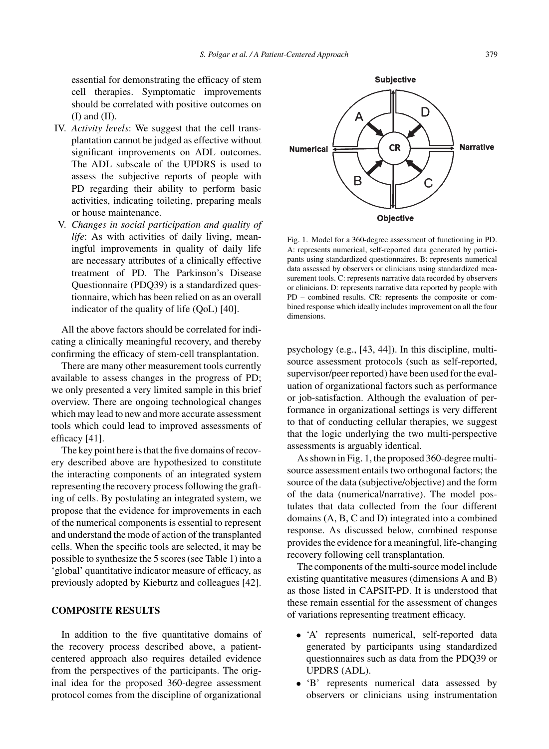essential for demonstrating the efficacy of stem cell therapies. Symptomatic improvements should be correlated with positive outcomes on (I) and (II).

IV. *Activity levels*: We suggest that the cell transplantation cannot be judged as effective without significant improvements on ADL outcomes. The ADL subscale of the UPDRS is used to assess the subjective reports of people with PD regarding their ability to perform basic activities, indicating toileting, preparing meals or house maintenance.

V. *Changes in social participation and quality of life*: As with activities of daily living, meaningful improvements in quality of daily life are necessary attributes of a clinically effective treatment of PD. The Parkinson's Disease Questionnaire (PDQ39) is a standardized questionnaire, which has been relied on as an overall indicator of the quality of life (QoL) [40].

All the above factors should be correlated for indicating a clinically meaningful recovery, and thereby confirming the efficacy of stem-cell transplantation.

There are many other measurement tools currently available to assess changes in the progress of PD; we only presented a very limited sample in this brief overview. There are ongoing technological changes which may lead to new and more accurate assessment tools which could lead to improved assessments of efficacy [41].

The key point here is that the five domains of recovery described above are hypothesized to constitute the interacting components of an integrated system representing the recovery process following the grafting of cells. By postulating an integrated system, we propose that the evidence for improvements in each of the numerical components is essential to represent and understand the mode of action of the transplanted cells. When the specific tools are selected, it may be possible to synthesize the 5 scores (see Table 1) into a 'global' quantitative indicator measure of efficacy, as previously adopted by Kieburtz and colleagues [42].

## COMPOSITE RESULTS

In addition to the five quantitative domains of the recovery process described above, a patient-centered approach also requires detailed evidence from the perspectives of the participants. The original idea for the proposed 360-degree assessment protocol comes from the discipline of organizational psychology (e.g., [43, 44]). In this discipline, multi-source assessment protocols (such as self-reported, supervisor/peer reported) have been used for the evaluation of organizational factors such as performance or job-satisfaction. Although the evaluation of performance in organizational settings is very different to that of conducting cellular therapies, we suggest that the logic underlying the two multi-perspective assessments is arguably identical.

Fig. 1. Model for a 360-degree assessment of functioning in PD. A: represents numerical, self-reported data generated by participants using standardized questionnaires. B: represents numerical data assessed by observers or clinicians using standardized measurement tools. C: represents narrative data recorded by observers or clinicians. D: represents narrative data reported by people with PD – combined results. CR: represents the composite or combined response which ideally includes improvement on all the four dimensions.

As shown in Fig. 1, the proposed 360-degree multi-source assessment entails two orthogonal factors; the source of the data (subjective/objective) and the form of the data (numerical/narrative). The model postulates that data collected from the four different domains (A, B, C and D) integrated into a combined response. As discussed below, combined response provides the evidence for a meaningful, life-changing recovery following cell transplantation.

The components of the multi-source model include existing quantitative measures (dimensions A and B) as those listed in CAPSIT-PD. It is understood that these remain essential for the assessment of changes of variations representing treatment efficacy.

- 'A' represents numerical, self-reported data generated by participants using standardized questionnaires such as data from the PDQ39 or UPDRS (ADL).
- 'B' represents numerical data assessed by observers or clinicians using instrumentation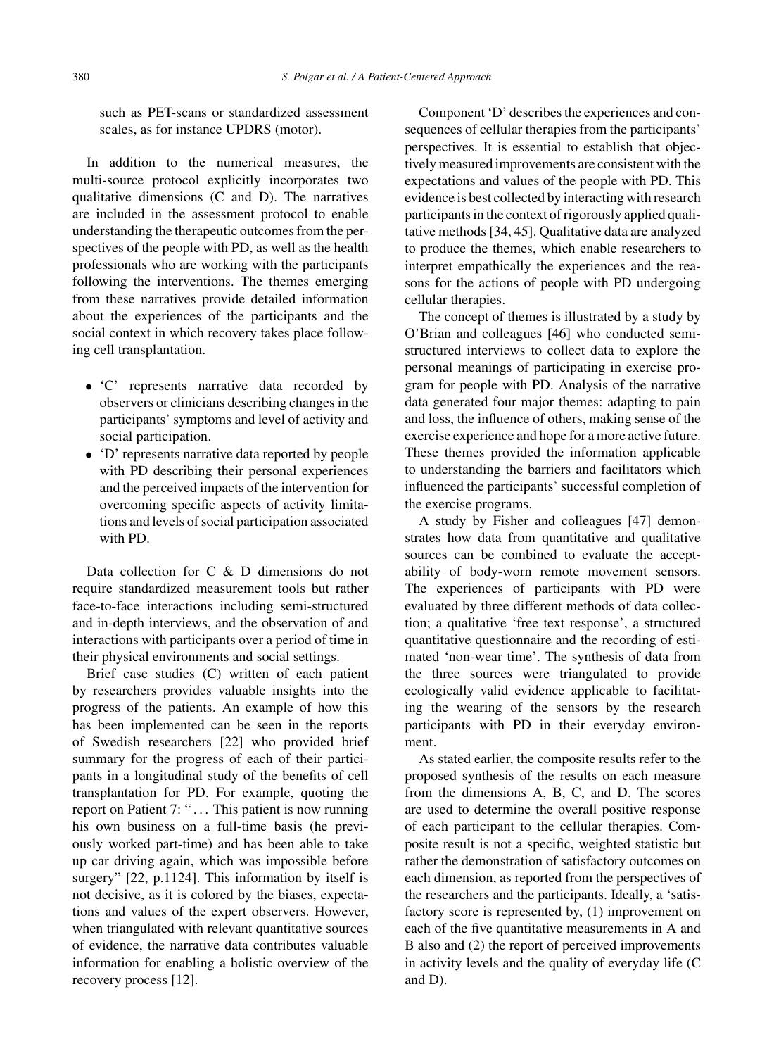such as PET-scans or standardized assessment scales, as for instance UPDRS (motor).

In addition to the numerical measures, the multi-source protocol explicitly incorporates two qualitative dimensions (C and D). The narratives are included in the assessment protocol to enable understanding the therapeutic outcomes from the perspectives of the people with PD, as well as the health professionals who are working with the participants following the interventions. The themes emerging from these narratives provide detailed information about the experiences of the participants and the social context in which recovery takes place following cell transplantation.

- 'C' represents narrative data recorded by observers or clinicians describing changes in the participants' symptoms and level of activity and social participation.
- 'D' represents narrative data reported by people with PD describing their personal experiences and the perceived impacts of the intervention for overcoming specific aspects of activity limitations and levels of social participation associated with PD.

Data collection for C & D dimensions do not require standardized measurement tools but rather face-to-face interactions including semi-structured and in-depth interviews, and the observation of and interactions with participants over a period of time in their physical environments and social settings.

Brief case studies (C) written of each patient by researchers provides valuable insights into the progress of the patients. An example of how this has been implemented can be seen in the reports of Swedish researchers [22] who provided brief summary for the progress of each of their participants in a longitudinal study of the benefits of cell transplantation for PD. For example, quoting the report on Patient 7: "... This patient is now running his own business on a full-time basis (he previously worked part-time) and has been able to take up car driving again, which was impossible before surgery" [22, p.1124]. This information by itself is not decisive, as it is colored by the biases, expectations and values of the expert observers. However, when triangulated with relevant quantitative sources of evidence, the narrative data contributes valuable information for enabling a holistic overview of the recovery process [12].

Component 'D' describes the experiences and consequences of cellular therapies from the participants' perspectives. It is essential to establish that objectively measured improvements are consistent with the expectations and values of the people with PD. This evidence is best collected by interacting with research participants in the context of rigorously applied qualitative methods [34, 45]. Qualitative data are analyzed to produce the themes, which enable researchers to interpret empathically the experiences and the reasons for the actions of people with PD undergoing cellular therapies.

The concept of themes is illustrated by a study by O'Brian and colleagues [46] who conducted semi-structured interviews to collect data to explore the personal meanings of participating in exercise program for people with PD. Analysis of the narrative data generated four major themes: adapting to pain and loss, the influence of others, making sense of the exercise experience and hope for a more active future. These themes provided the information applicable to understanding the barriers and facilitators which influenced the participants' successful completion of the exercise programs.

A study by Fisher and colleagues [47] demonstrates how data from quantitative and qualitative sources can be combined to evaluate the acceptability of body-worn remote movement sensors. The experiences of participants with PD were evaluated by three different methods of data collection; a qualitative 'free text response', a structured quantitative questionnaire and the recording of estimated 'non-wear time'. The synthesis of data from the three sources were triangulated to provide ecologically valid evidence applicable to facilitating the wearing of the sensors by the research participants with PD in their everyday environment.

As stated earlier, the composite results refer to the proposed synthesis of the results on each measure from the dimensions A, B, C, and D. The scores are used to determine the overall positive response of each participant to the cellular therapies. Composite result is not a specific, weighted statistic but rather the demonstration of satisfactory outcomes on each dimension, as reported from the perspectives of the researchers and the participants. Ideally, a 'satisfactory score is represented by, (1) improvement on each of the five quantitative measurements in A and B also and (2) the report of perceived improvements in activity levels and the quality of everyday life (C and D).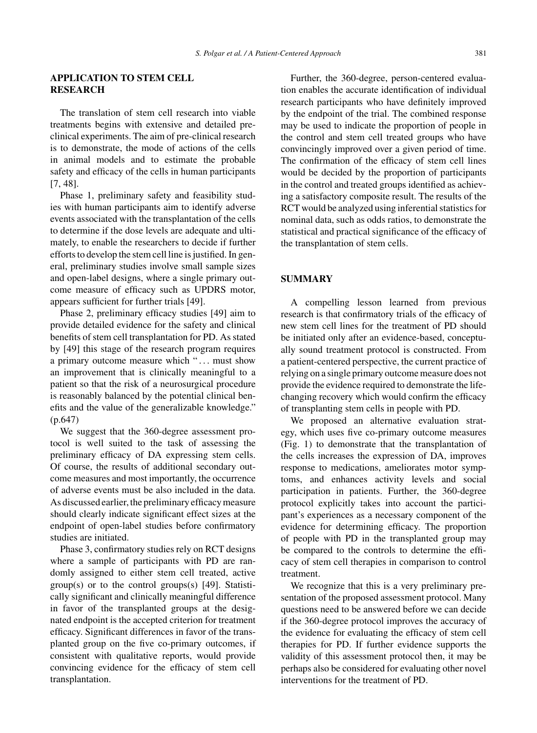## APPLICATION TO STEM CELL RESEARCH

The translation of stem cell research into viable treatments begins with extensive and detailed pre-clinical experiments. The aim of pre-clinical research is to demonstrate, the mode of actions of the cells in animal models and to estimate the probable safety and efficacy of the cells in human participants [7, 48].

Phase 1, preliminary safety and feasibility studies with human participants aim to identify adverse events associated with the transplantation of the cells to determine if the dose levels are adequate and ultimately, to enable the researchers to decide if further efforts to develop the stem cell line is justified. In general, preliminary studies involve small sample sizes and open-label designs, where a single primary outcome measure of efficacy such as UPDRS motor, appears sufficient for further trials [49].

Phase 2, preliminary efficacy studies [49] aim to provide detailed evidence for the safety and clinical benefits of stem cell transplantation for PD. As stated by [49] this stage of the research program requires a primary outcome measure which "... must show an improvement that is clinically meaningful to a patient so that the risk of a neurosurgical procedure is reasonably balanced by the potential clinical benefits and the value of the generalizable knowledge." (p.647)

We suggest that the 360-degree assessment protocol is well suited to the task of assessing the preliminary efficacy of DA expressing stem cells. Of course, the results of additional secondary outcome measures and most importantly, the occurrence of adverse events must be also included in the data. As discussed earlier, the preliminary efficacy measure should clearly indicate significant effect sizes at the endpoint of open-label studies before confirmatory studies are initiated.

Phase 3, confirmatory studies rely on RCT designs where a sample of participants with PD are randomly assigned to either stem cell treated, active group(s) or to the control groups(s) [49]. Statistically significant and clinically meaningful difference in favor of the transplanted groups at the designated endpoint is the accepted criterion for treatment efficacy. Significant differences in favor of the transplanted group on the five co-primary outcomes, if consistent with qualitative reports, would provide convincing evidence for the efficacy of stem cell transplantation.

Further, the 360-degree, person-centered evaluation enables the accurate identification of individual research participants who have definitely improved by the endpoint of the trial. The combined response may be used to indicate the proportion of people in the control and stem cell treated groups who have convincingly improved over a given period of time. The confirmation of the efficacy of stem cell lines would be decided by the proportion of participants in the control and treated groups identified as achieving a satisfactory composite result. The results of the RCT would be analyzed using inferential statistics for nominal data, such as odds ratios, to demonstrate the statistical and practical significance of the efficacy of the transplantation of stem cells.

## SUMMARY

A compelling lesson learned from previous research is that confirmatory trials of the efficacy of new stem cell lines for the treatment of PD should be initiated only after an evidence-based, conceptually sound treatment protocol is constructed. From a patient-centered perspective, the current practice of relying on a single primary outcome measure does not provide the evidence required to demonstrate the life-changing recovery which would confirm the efficacy of transplanting stem cells in people with PD.

We proposed an alternative evaluation strategy, which uses five co-primary outcome measures (Fig. 1) to demonstrate that the transplantation of the cells increases the expression of DA, improves response to medications, ameliorates motor symptoms, and enhances activity levels and social participation in patients. Further, the 360-degree protocol explicitly takes into account the participant's experiences as a necessary component of the evidence for determining efficacy. The proportion of people with PD in the transplanted group may be compared to the controls to determine the efficacy of stem cell therapies in comparison to control treatment.

We recognize that this is a very preliminary presentation of the proposed assessment protocol. Many questions need to be answered before we can decide if the 360-degree protocol improves the accuracy of the evidence for evaluating the efficacy of stem cell therapies for PD. If further evidence supports the validity of this assessment protocol then, it may be perhaps also be considered for evaluating other novel interventions for the treatment of PD.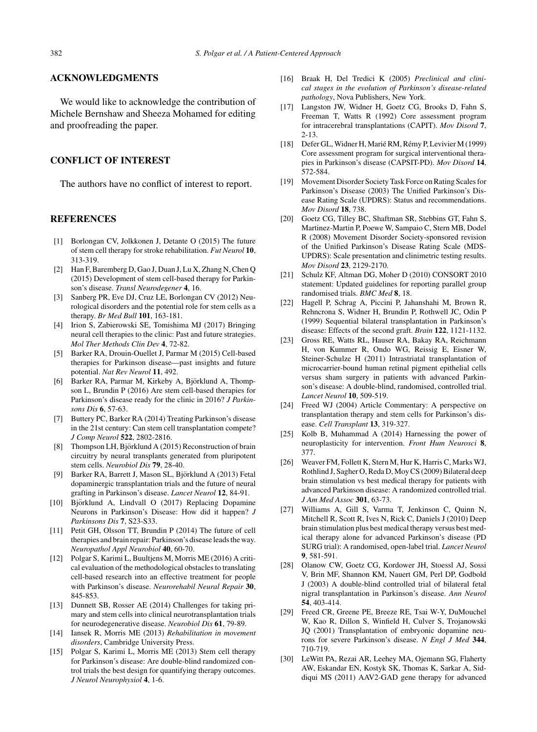## ACKNOWLEDGMENTS

We would like to acknowledge the contribution of Michele Bernshaw and Sheeza Mohamed for editing and proofreading the paper.

## CONFLICT OF INTEREST

The authors have no conflict of interest to report.

## REFERENCES

[1] Borlongan CV, Jolkkonen J, Detante O (2015) The future of stem cell therapy for stroke rehabilitation. *Fut Neurol* **10**, 313-319.

[2] Han F, Baremberg D, Gao J, Duan J, Lu X, Zhang N, Chen Q (2015) Development of stem cell-based therapy for Parkinson's disease. *Transl Neurodegener* **4**, 16.

[3] Sanberg PR, Eve DJ, Cruz LE, Borlongan CV (2012) Neurological disorders and the potential role for stem cells as a therapy. *Br Med Bull* **101**, 163-181.

[4] Irion S, Zabierowski SE, Tomishima MJ (2017) Bringing neural cell therapies to the clinic: Past and future strategies. *Mol Ther Methods Clin Dev* **4**, 72-82.

[5] Barker RA, Drouin-Ouellet J, Parmar M (2015) Cell-based therapies for Parkinson disease—past insights and future potential. *Nat Rev Neurol* **11**, 492.

[6] Barker RA, Parmar M, Kirkeby A, Björklund A, Thompson L, Brundin P (2016) Are stem cell-based therapies for Parkinson's disease ready for the clinic in 2016? *J Parkinsons Dis* **6**, 57-63.

[7] Buttery PC, Barker RA (2014) Treating Parkinson's disease in the 21st century: Can stem cell transplantation compete? *J Comp Neurol* **522**, 2802-2816.

[8] Thompson LH, Björklund A (2015) Reconstruction of brain circuitry by neural transplants generated from pluripotent stem cells. *Neurobiol Dis* **79**, 28-40.

[9] Barker RA, Barrett J, Mason SL, Björklund A (2013) Fetal dopaminergic transplantation trials and the future of neural grafting in Parkinson's disease. *Lancet Neurol* **12**, 84-91.

[10] Björklund A, Lindvall O (2017) Replacing Dopamine Neurons in Parkinson's Disease: How did it happen? *J Parkinsons Dis* **7**, S23-S33.

[11] Petit GH, Olsson TT, Brundin P (2014) The future of cell therapies and brain repair: Parkinson's disease leads the way. *Neuropathol Appl Neurobiol* **40**, 60-70.

[12] Polgar S, Karimi L, Buultjens M, Morris ME (2016) A critical evaluation of the methodological obstacles to translating cell-based research into an effective treatment for people with Parkinson's disease. *Neurorehabil Neural Repair* **30**, 845-853.

[13] Dunnett SB, Rosser AE (2014) Challenges for taking primary and stem cells into clinical neurotransplantation trials for neurodegenerative disease. *Neurobiol Dis* **61**, 79-89.

[14] Iansek R, Morris ME (2013) *Rehabilitation in movement disorders*, Cambridge University Press.

[15] Polgar S, Karimi L, Morris ME (2013) Stem cell therapy for Parkinson's disease: Are double-blind randomized control trials the best design for quantifying therapy outcomes. *J Neurol Neurophysiol* **4**, 1-6.

[16] Braak H, Del Tredici K (2005) *Preclinical and clinical stages in the evolution of Parkinson's disease-related pathology*, Nova Publishers, New York.

[17] Langston JW, Widner H, Goetz CG, Brooks D, Fahn S, Freeman T, Watts R (1992) Core assessment program for intracerebral transplantations (CAPIT). *Mov Disord* **7**, 2-13.

[18] Defer GL, Widner H, Marié RM, Rémy P, Levivier M (1999) Core assessment program for surgical interventional therapies in Parkinson's disease (CAPSIT-PD). *Mov Disord* **14**, 572-584.

[19] Movement Disorder Society Task Force on Rating Scales for Parkinson's Disease (2003) The Unified Parkinson's Disease Rating Scale (UPDRS): Status and recommendations. *Mov Disord* **18**, 738.

[20] Goetz CG, Tilley BC, Shaftman SR, Stebbins GT, Fahn S, Martinez-Martin P, Poewe W, Sampaio C, Stern MB, Dodel R (2008) Movement Disorder Society-sponsored revision of the Unified Parkinson's Disease Rating Scale (MDS-UPDRS): Scale presentation and clinimetric testing results. *Mov Disord* **23**, 2129-2170.

[21] Schulz KF, Altman DG, Moher D (2010) CONSORT 2010 statement: Updated guidelines for reporting parallel group randomised trials. *BMC Med* **8**, 18.

[22] Hagell P, Schrag A, Piccini P, Jahanshahi M, Brown R, Rehncrona S, Widner H, Brundin P, Rothwell JC, Odin P (1999) Sequential bilateral transplantation in Parkinson's disease: Effects of the second graft. *Brain* **122**, 1121-1132.

[23] Gross RE, Watts RL, Hauser RA, Bakay RA, Reichmann H, von Kummer R, Ondo WG, Reissig E, Eisner W, Steiner-Schulze H (2011) Intrastriatal transplantation of microcarrier-bound human retinal pigment epithelial cells versus sham surgery in patients with advanced Parkinson's disease: A double-blind, randomised, controlled trial. *Lancet Neurol* **10**, 509-519.

[24] Freed WJ (2004) Article Commentary: A perspective on transplantation therapy and stem cells for Parkinson's disease. *Cell Transplant* **13**, 319-327.

[25] Kolb B, Muhammad A (2014) Harnessing the power of neuroplasticity for intervention. *Front Hum Neurosci* **8**, 377.

[26] Weaver FM, Follett K, Stern M, Hur K, Harris C, Marks WJ, Rothlind J, Sagher O, Reda D, Moy CS (2009) Bilateral deep brain stimulation vs best medical therapy for patients with advanced Parkinson disease: A randomized controlled trial. *J Am Med Assoc* **301**, 63-73.

[27] Williams A, Gill S, Varma T, Jenkinson C, Quinn N, Mitchell R, Scott R, Ives N, Rick C, Daniels J (2010) Deep brain stimulation plus best medical therapy versus best medical therapy alone for advanced Parkinson's disease (PD SURG trial): A randomised, open-label trial. *Lancet Neurol* **9**, 581-591.

[28] Olanow CW, Goetz CG, Kordower JH, Stoessl AJ, Sossi V, Brin MF, Shannon KM, Nauert GM, Perl DP, Godbold J (2003) A double-blind controlled trial of bilateral fetal nigral transplantation in Parkinson's disease. *Ann Neurol* **54**, 403-414.

[29] Freed CR, Greene PE, Breeze RE, Tsai W-Y, DuMouchel W, Kao R, Dillon S, Winfield H, Culver S, Trojanowski JQ (2001) Transplantation of embryonic dopamine neurons for severe Parkinson's disease. *N Engl J Med* **344**, 710-719.

[30] LeWitt PA, Rezai AR, Leehey MA, Ojemann SG, Flaherty AW, Eskandar EN, Kostyk SK, Thomas K, Sarkar A, Siddiqui MS (2011) AAV2-GAD gene therapy for advanced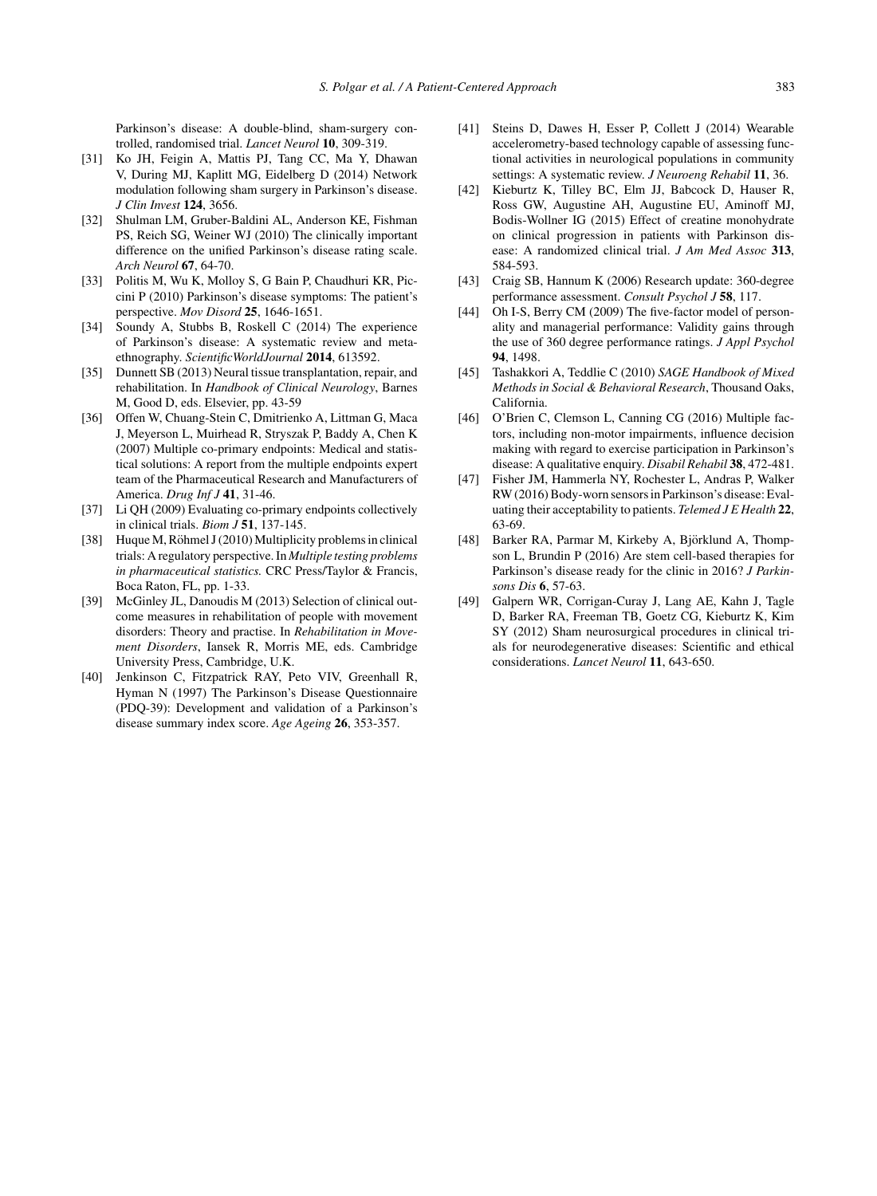Parkinson's disease: A double-blind, sham-surgery controlled, randomised trial. *Lancet Neurol* **10**, 309-319.

[31] Ko JH, Feigin A, Mattis PJ, Tang CC, Ma Y, Dhawan V, During MJ, Kaplitt MG, Eidelberg D (2014) Network modulation following sham surgery in Parkinson's disease. *J Clin Invest* **124**, 3656.

[32] Shulman LM, Gruber-Baldini AL, Anderson KE, Fishman PS, Reich SG, Weiner WJ (2010) The clinically important difference on the unified Parkinson's disease rating scale. *Arch Neurol* **67**, 64-70.

[33] Politis M, Wu K, Molloy S, G Bain P, Chaudhuri KR, Piccini P (2010) Parkinson's disease symptoms: The patient's perspective. *Mov Disord* **25**, 1646-1651.

[34] Soundy A, Stubbs B, Roskell C (2014) The experience of Parkinson's disease: A systematic review and meta-ethnography. *ScientificWorldJournal* **2014**, 613592.

[35] Dunnett SB (2013) Neural tissue transplantation, repair, and rehabilitation. In *Handbook of Clinical Neurology*, Barnes M, Good D, eds. Elsevier, pp. 43-59

[36] Offen W, Chuang-Stein C, Dmitrienko A, Littman G, Maca J, Meyerson L, Muirhead R, Stryszak P, Baddy A, Chen K (2007) Multiple co-primary endpoints: Medical and statistical solutions: A report from the multiple endpoints expert team of the Pharmaceutical Research and Manufacturers of America. *Drug Inf J* **41**, 31-46.

[37] Li QH (2009) Evaluating co-primary endpoints collectively in clinical trials. *Biom J* **51**, 137-145.

[38] Huque M, Röhmel J (2010) Multiplicity problems in clinical trials: A regulatory perspective. In *Multiple testing problems in pharmaceutical statistics.* CRC Press/Taylor & Francis, Boca Raton, FL, pp. 1-33.

[39] McGinley JL, Danoudis M (2013) Selection of clinical outcome measures in rehabilitation of people with movement disorders: Theory and practise. In *Rehabilitation in Movement Disorders*, Iansek R, Morris ME, eds. Cambridge University Press, Cambridge, U.K.

[40] Jenkinson C, Fitzpatrick RAY, Peto VIV, Greenhall R, Hyman N (1997) The Parkinson's Disease Questionnaire (PDQ-39): Development and validation of a Parkinson's disease summary index score. *Age Ageing* **26**, 353-357.

[41] Steins D, Dawes H, Esser P, Collett J (2014) Wearable accelerometry-based technology capable of assessing functional activities in neurological populations in community settings: A systematic review. *J Neuroeng Rehabil* **11**, 36.

[42] Kieburtz K, Tilley BC, Elm JJ, Babcock D, Hauser R, Ross GW, Augustine AH, Augustine EU, Aminoff MJ, Bodis-Wollner IG (2015) Effect of creatine monohydrate on clinical progression in patients with Parkinson disease: A randomized clinical trial. *J Am Med Assoc* **313**, 584-593.

[43] Craig SB, Hannum K (2006) Research update: 360-degree performance assessment. *Consult Psychol J* **58**, 117.

[44] Oh I-S, Berry CM (2009) The five-factor model of personality and managerial performance: Validity gains through the use of 360 degree performance ratings. *J Appl Psychol* **94**, 1498.

[45] Tashakkori A, Teddlie C (2010) *SAGE Handbook of Mixed Methods in Social & Behavioral Research*, Thousand Oaks, California.

[46] O'Brien C, Clemson L, Canning CG (2016) Multiple factors, including non-motor impairments, influence decision making with regard to exercise participation in Parkinson's disease: A qualitative enquiry. *Disabil Rehabil* **38**, 472-481.

[47] Fisher JM, Hammerla NY, Rochester L, Andras P, Walker RW (2016) Body-worn sensors in Parkinson's disease: Evaluating their acceptability to patients. *Telemed J E Health* **22**, 63-69.

[48] Barker RA, Parmar M, Kirkeby A, Björklund A, Thompson L, Brundin P (2016) Are stem cell-based therapies for Parkinson's disease ready for the clinic in 2016? *J Parkinsons Dis* **6**, 57-63.

[49] Galpern WR, Corrigan-Curay J, Lang AE, Kahn J, Tagle D, Barker RA, Freeman TB, Goetz CG, Kieburtz K, Kim SY (2012) Sham neurosurgical procedures in clinical trials for neurodegenerative diseases: Scientific and ethical considerations. *Lancet Neurol* **11**, 643-650.